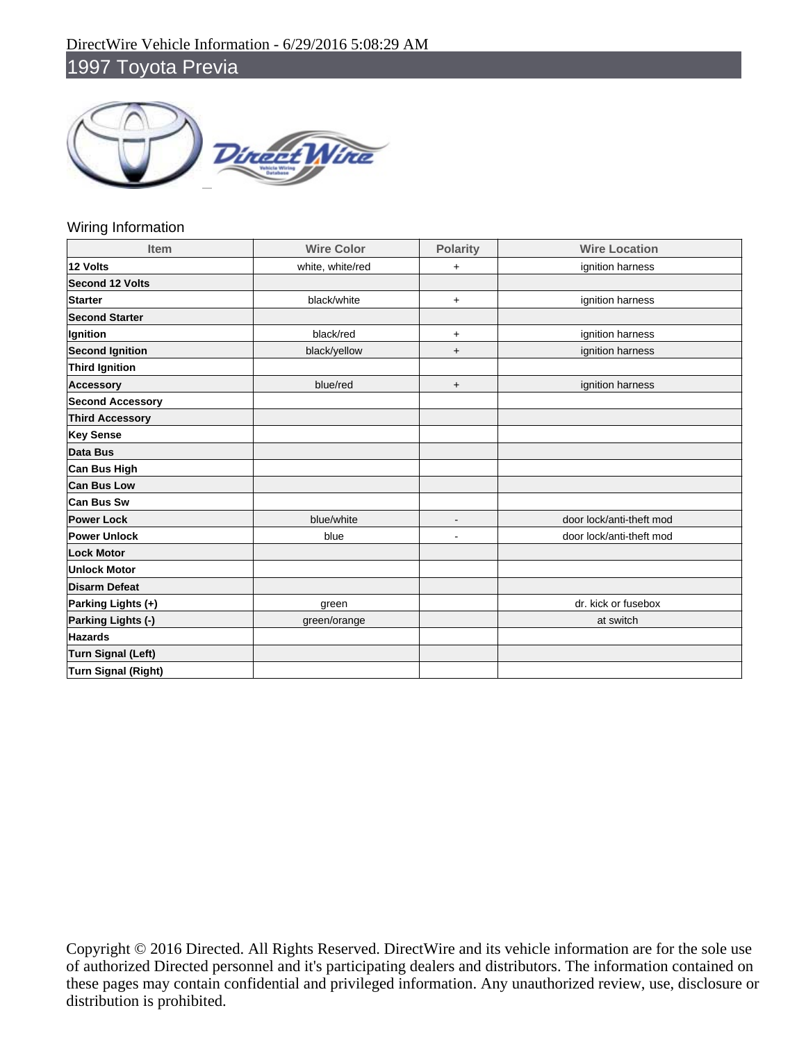DirectWire Vehicle Information - 6/29/2016 5:08:29 AM

# 1997 Toyota Previa

## Wiring Information

| Item | Wire Color | Polarity | Wire Location |
|---|---|---|---|
| **12 Volts** | white, white/red | + | ignition harness |
| **Second 12 Volts** | | | |
| **Starter** | black/white | + | ignition harness |
| **Second Starter** | | | |
| **Ignition** | black/red | + | ignition harness |
| **Second Ignition** | black/yellow | + | ignition harness |
| **Third Ignition** | | | |
| **Accessory** | blue/red | + | ignition harness |
| **Second Accessory** | | | |
| **Third Accessory** | | | |
| **Key Sense** | | | |
| **Data Bus** | | | |
| **Can Bus High** | | | |
| **Can Bus Low** | | | |
| **Can Bus Sw** | | | |
| **Power Lock** | blue/white | - | door lock/anti-theft mod |
| **Power Unlock** | blue | - | door lock/anti-theft mod |
| **Lock Motor** | | | |
| **Unlock Motor** | | | |
| **Disarm Defeat** | | | |
| **Parking Lights (+)** | green | | dr. kick or fusebox |
| **Parking Lights (-)** | green/orange | | at switch |
| **Hazards** | | | |
| **Turn Signal (Left)** | | | |
| **Turn Signal (Right)** | | | |

Copyright © 2016 Directed. All Rights Reserved. DirectWire and its vehicle information are for the sole use of authorized Directed personnel and it's participating dealers and distributors. The information contained on these pages may contain confidential and privileged information. Any unauthorized review, use, disclosure or distribution is prohibited.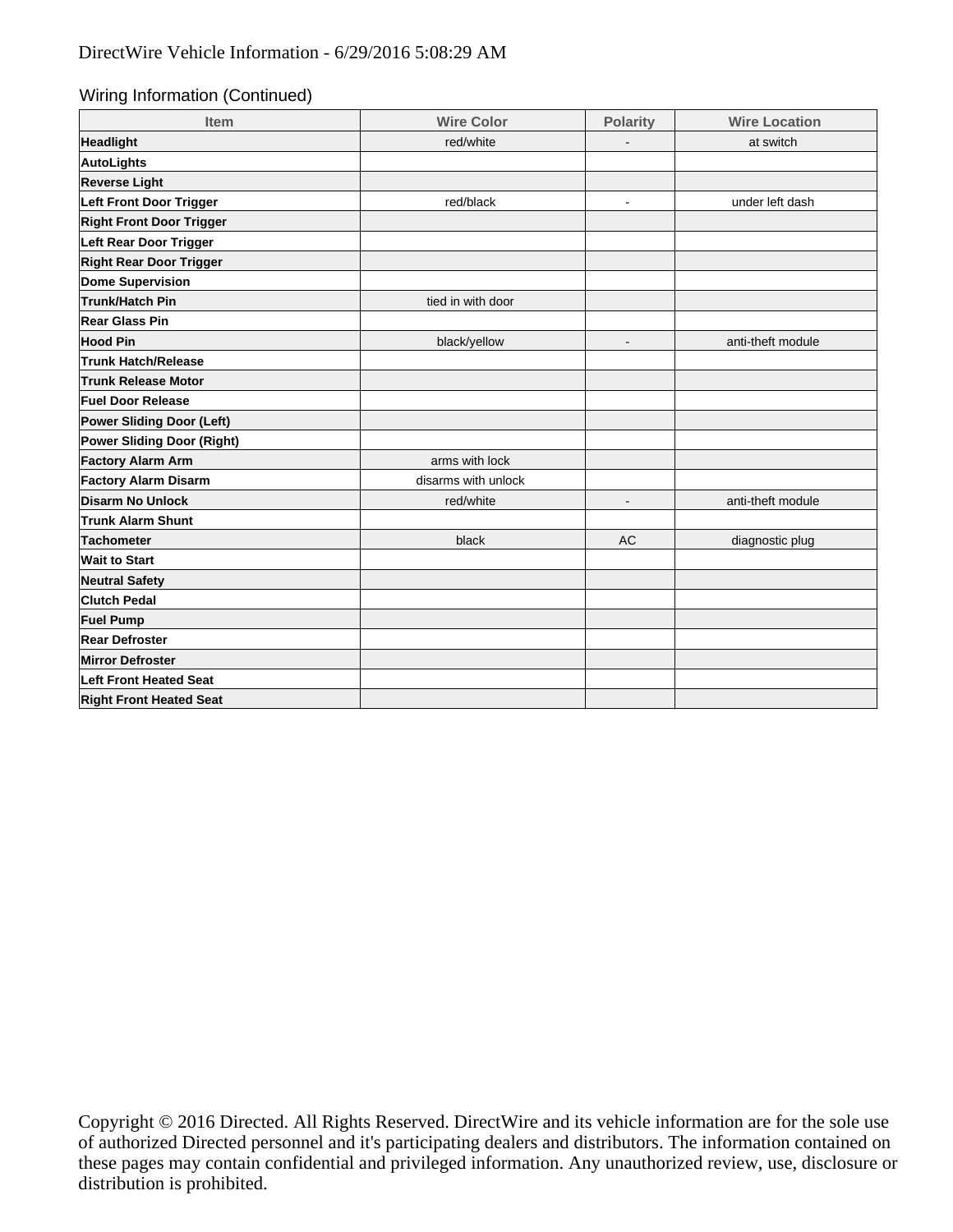## Wiring Information (Continued)

| Item | Wire Color | Polarity | Wire Location |
|---|---|---|---|
| **Headlight** | red/white | - | at switch |
| **AutoLights** | | | |
| **Reverse Light** | | | |
| **Left Front Door Trigger** | red/black | - | under left dash |
| **Right Front Door Trigger** | | | |
| **Left Rear Door Trigger** | | | |
| **Right Rear Door Trigger** | | | |
| **Dome Supervision** | | | |
| **Trunk/Hatch Pin** | tied in with door | | |
| **Rear Glass Pin** | | | |
| **Hood Pin** | black/yellow | - | anti-theft module |
| **Trunk Hatch/Release** | | | |
| **Trunk Release Motor** | | | |
| **Fuel Door Release** | | | |
| **Power Sliding Door (Left)** | | | |
| **Power Sliding Door (Right)** | | | |
| **Factory Alarm Arm** | arms with lock | | |
| **Factory Alarm Disarm** | disarms with unlock | | |
| **Disarm No Unlock** | red/white | - | anti-theft module |
| **Trunk Alarm Shunt** | | | |
| **Tachometer** | black | AC | diagnostic plug |
| **Wait to Start** | | | |
| **Neutral Safety** | | | |
| **Clutch Pedal** | | | |
| **Fuel Pump** | | | |
| **Rear Defroster** | | | |
| **Mirror Defroster** | | | |
| **Left Front Heated Seat** | | | |
| **Right Front Heated Seat** | | | |

Copyright © 2016 Directed. All Rights Reserved. DirectWire and its vehicle information are for the sole use of authorized Directed personnel and it's participating dealers and distributors. The information contained on these pages may contain confidential and privileged information. Any unauthorized review, use, disclosure or distribution is prohibited.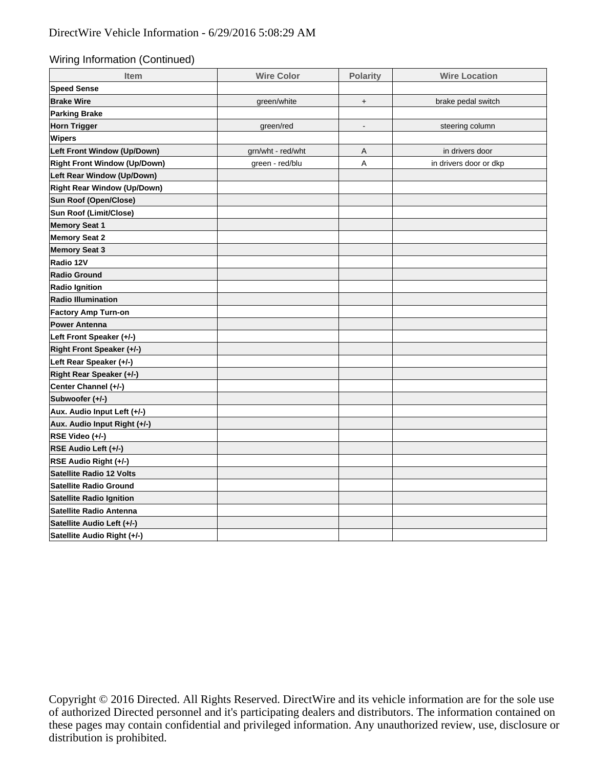## Wiring Information (Continued)

| Item | Wire Color | Polarity | Wire Location |
|---|---|---|---|
| **Speed Sense** | | | |
| **Brake Wire** | green/white | + | brake pedal switch |
| **Parking Brake** | | | |
| **Horn Trigger** | green/red | - | steering column |
| **Wipers** | | | |
| **Left Front Window (Up/Down)** | grn/wht - red/wht | A | in drivers door |
| **Right Front Window (Up/Down)** | green - red/blu | A | in drivers door or dkp |
| **Left Rear Window (Up/Down)** | | | |
| **Right Rear Window (Up/Down)** | | | |
| **Sun Roof (Open/Close)** | | | |
| **Sun Roof (Limit/Close)** | | | |
| **Memory Seat 1** | | | |
| **Memory Seat 2** | | | |
| **Memory Seat 3** | | | |
| **Radio 12V** | | | |
| **Radio Ground** | | | |
| **Radio Ignition** | | | |
| **Radio Illumination** | | | |
| **Factory Amp Turn-on** | | | |
| **Power Antenna** | | | |
| **Left Front Speaker (+/-)** | | | |
| **Right Front Speaker (+/-)** | | | |
| **Left Rear Speaker (+/-)** | | | |
| **Right Rear Speaker (+/-)** | | | |
| **Center Channel (+/-)** | | | |
| **Subwoofer (+/-)** | | | |
| **Aux. Audio Input Left (+/-)** | | | |
| **Aux. Audio Input Right (+/-)** | | | |
| **RSE Video (+/-)** | | | |
| **RSE Audio Left (+/-)** | | | |
| **RSE Audio Right (+/-)** | | | |
| **Satellite Radio 12 Volts** | | | |
| **Satellite Radio Ground** | | | |
| **Satellite Radio Ignition** | | | |
| **Satellite Radio Antenna** | | | |
| **Satellite Audio Left (+/-)** | | | |
| **Satellite Audio Right (+/-)** | | | |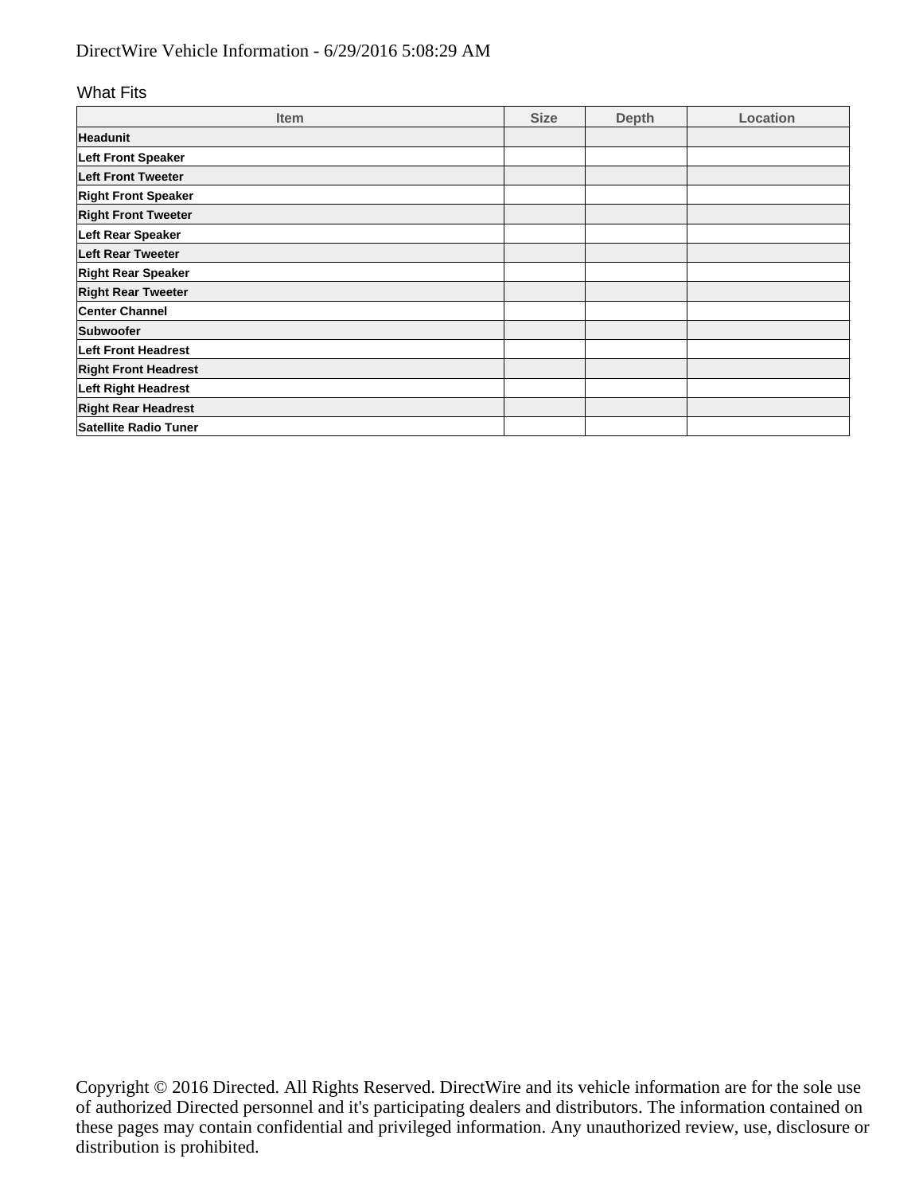DirectWire Vehicle Information - 6/29/2016 5:08:29 AM

What Fits

| Item | Size | Depth | Location |
| --- | --- | --- | --- |
| **Headunit** | | | |
| **Left Front Speaker** | | | |
| **Left Front Tweeter** | | | |
| **Right Front Speaker** | | | |
| **Right Front Tweeter** | | | |
| **Left Rear Speaker** | | | |
| **Left Rear Tweeter** | | | |
| **Right Rear Speaker** | | | |
| **Right Rear Tweeter** | | | |
| **Center Channel** | | | |
| **Subwoofer** | | | |
| **Left Front Headrest** | | | |
| **Right Front Headrest** | | | |
| **Left Right Headrest** | | | |
| **Right Rear Headrest** | | | |
| **Satellite Radio Tuner** | | | |

Copyright © 2016 Directed. All Rights Reserved. DirectWire and its vehicle information are for the sole use of authorized Directed personnel and it's participating dealers and distributors. The information contained on these pages may contain confidential and privileged information. Any unauthorized review, use, disclosure or distribution is prohibited.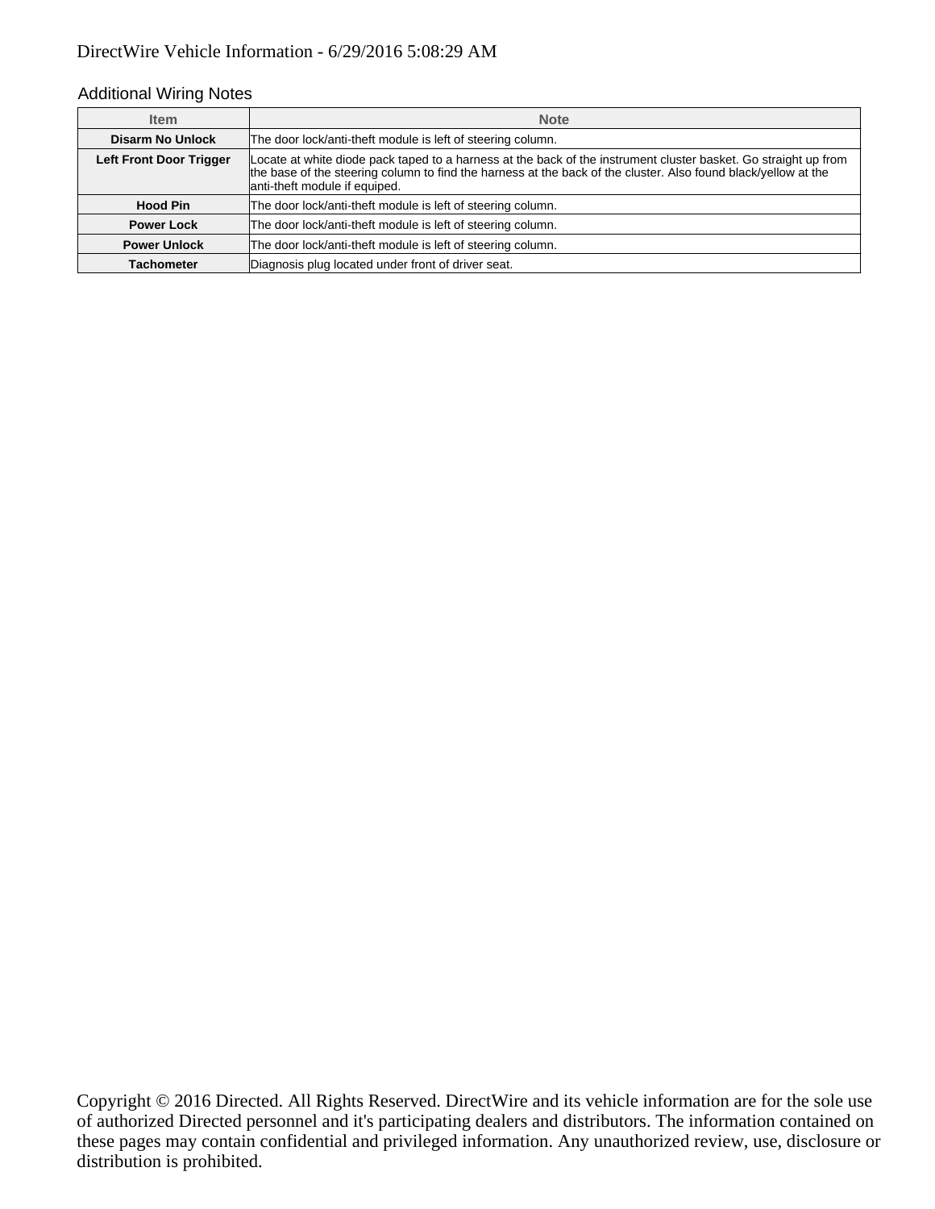## Additional Wiring Notes

| Item | Note |
| --- | --- |
| **Disarm No Unlock** | The door lock/anti-theft module is left of steering column. |
| **Left Front Door Trigger** | Locate at white diode pack taped to a harness at the back of the instrument cluster basket. Go straight up from the base of the steering column to find the harness at the back of the cluster. Also found black/yellow at the anti-theft module if equiped. |
| **Hood Pin** | The door lock/anti-theft module is left of steering column. |
| **Power Lock** | The door lock/anti-theft module is left of steering column. |
| **Power Unlock** | The door lock/anti-theft module is left of steering column. |
| **Tachometer** | Diagnosis plug located under front of driver seat. |